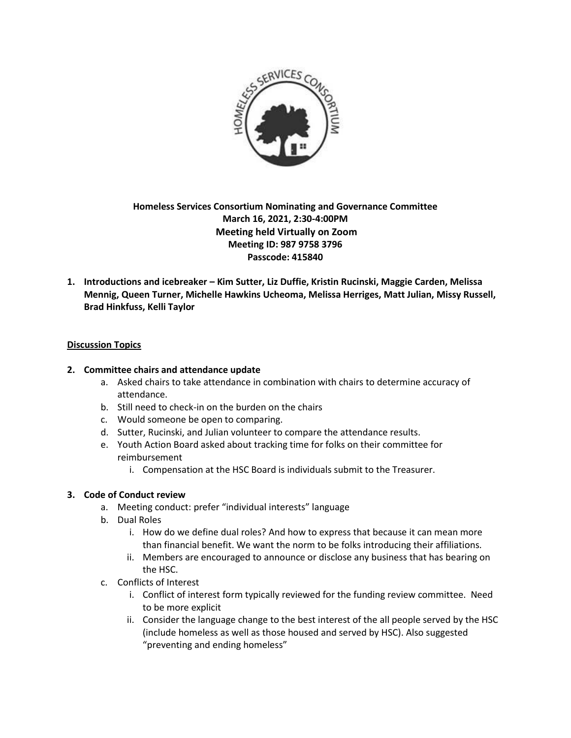**Homeless Services Consortium Nominating and Governance Committee**
**March 16, 2021, 2:30-4:00PM**
**Meeting held Virtually on Zoom**
**Meeting ID: 987 9758 3796**
**Passcode: 415840**

1. **Introductions and icebreaker – Kim Sutter, Liz Duffie, Kristin Rucinski, Maggie Carden, Melissa Mennig, Queen Turner, Michelle Hawkins Ucheoma, Melissa Herriges, Matt Julian, Missy Russell, Brad Hinkfuss, Kelli Taylor**

**Discussion Topics**

2. **Committee chairs and attendance update**
   a. Asked chairs to take attendance in combination with chairs to determine accuracy of attendance.
   b. Still need to check-in on the burden on the chairs
   c. Would someone be open to comparing.
   d. Sutter, Rucinski, and Julian volunteer to compare the attendance results.
   e. Youth Action Board asked about tracking time for folks on their committee for reimbursement
      i. Compensation at the HSC Board is individuals submit to the Treasurer.

3. **Code of Conduct review**
   a. Meeting conduct: prefer "individual interests" language
   b. Dual Roles
      i. How do we define dual roles? And how to express that because it can mean more than financial benefit. We want the norm to be folks introducing their affiliations.
      ii. Members are encouraged to announce or disclose any business that has bearing on the HSC.
   c. Conflicts of Interest
      i. Conflict of interest form typically reviewed for the funding review committee. Need to be more explicit
      ii. Consider the language change to the best interest of the all people served by the HSC (include homeless as well as those housed and served by HSC). Also suggested "preventing and ending homeless"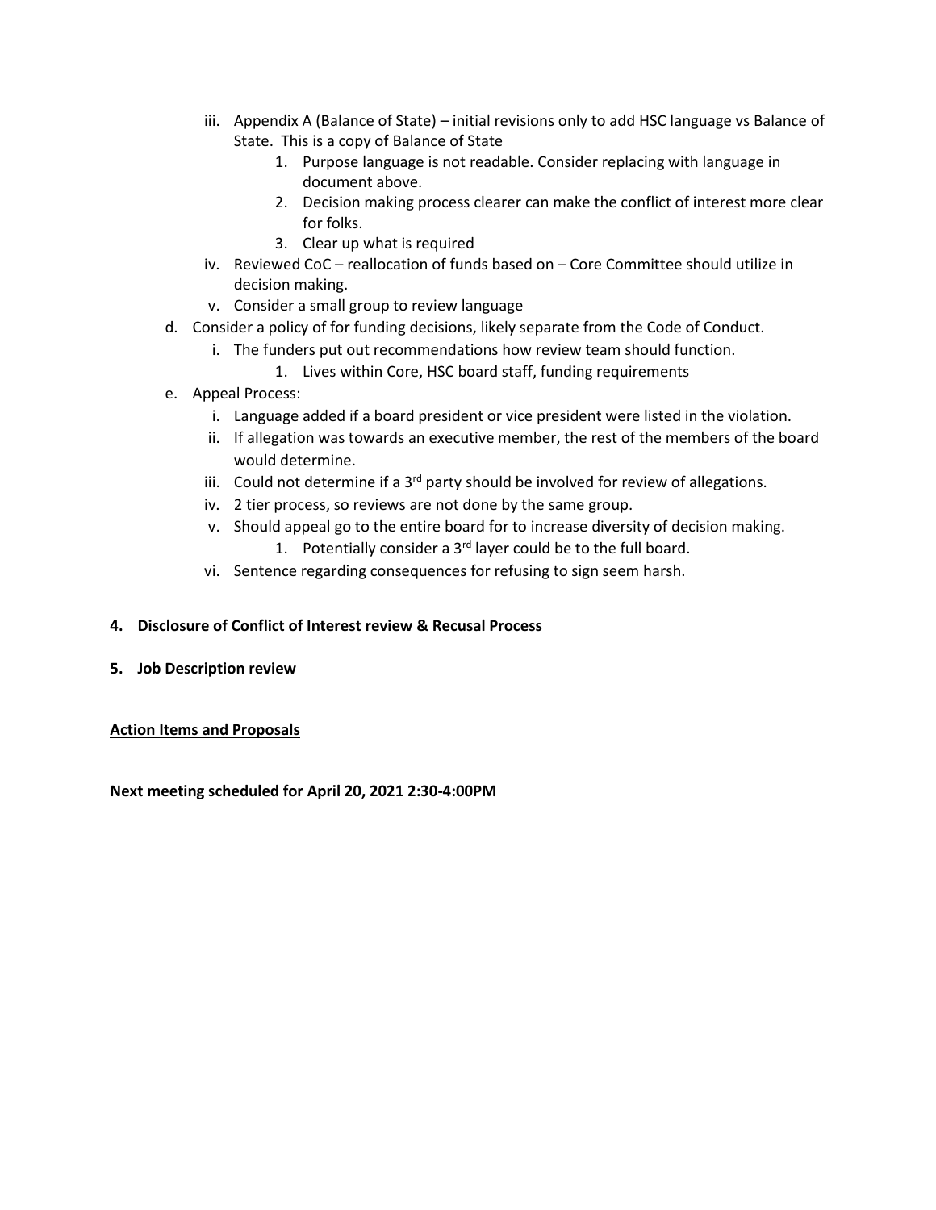iii. Appendix A (Balance of State) – initial revisions only to add HSC language vs Balance of State. This is a copy of Balance of State
      1. Purpose language is not readable. Consider replacing with language in document above.
      2. Decision making process clearer can make the conflict of interest more clear for folks.
      3. Clear up what is required
   iv. Reviewed CoC – reallocation of funds based on – Core Committee should utilize in decision making.
   v. Consider a small group to review language

d. Consider a policy of for funding decisions, likely separate from the Code of Conduct.
   i. The funders put out recommendations how review team should function.
      1. Lives within Core, HSC board staff, funding requirements

e. Appeal Process:
   i. Language added if a board president or vice president were listed in the violation.
   ii. If allegation was towards an executive member, the rest of the members of the board would determine.
   iii. Could not determine if a 3rd party should be involved for review of allegations.
   iv. 2 tier process, so reviews are not done by the same group.
   v. Should appeal go to the entire board for to increase diversity of decision making.
      1. Potentially consider a 3rd layer could be to the full board.
   vi. Sentence regarding consequences for refusing to sign seem harsh.

**4. Disclosure of Conflict of Interest review & Recusal Process**

**5. Job Description review**

**Action Items and Proposals**

**Next meeting scheduled for April 20, 2021 2:30-4:00PM**